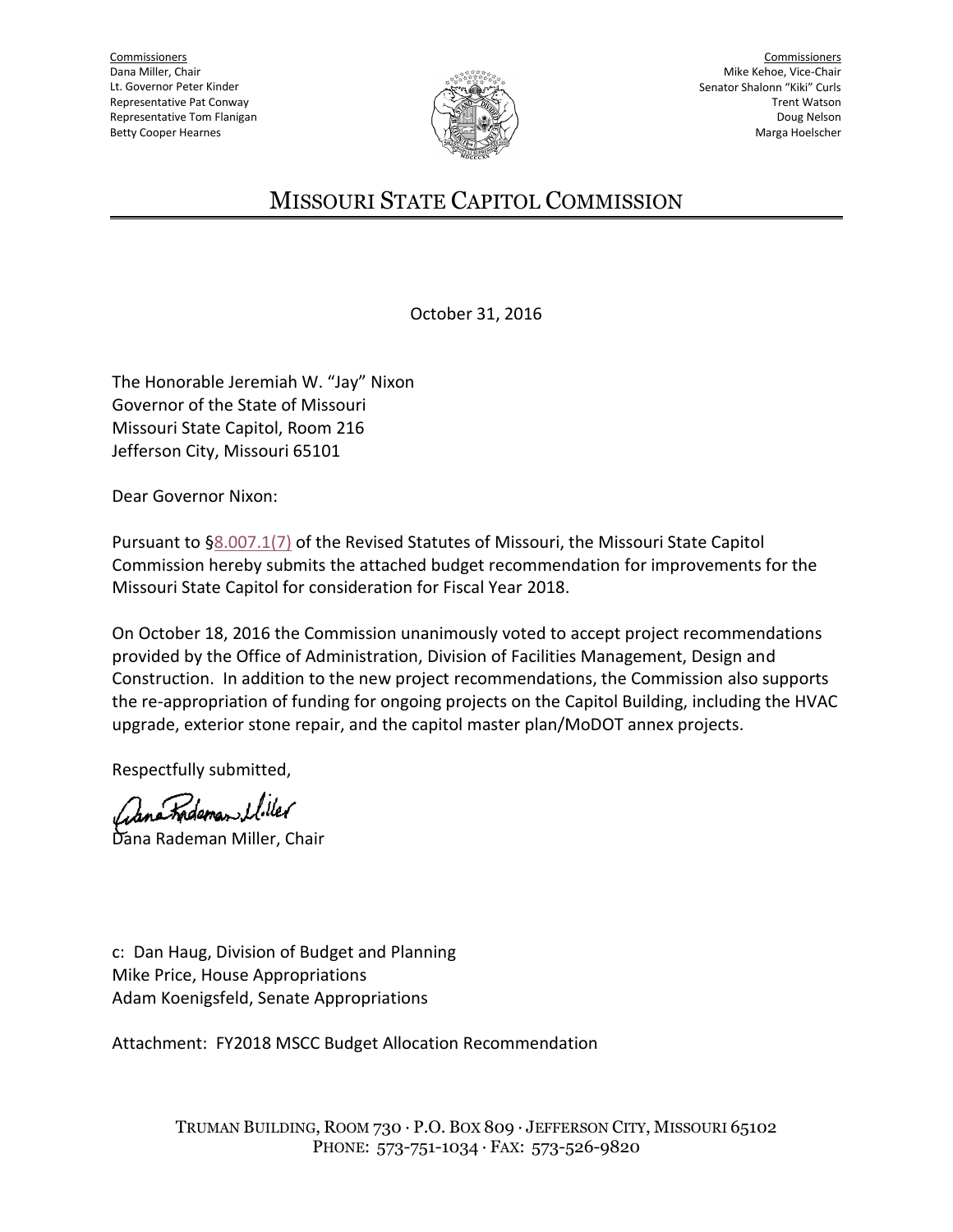Commissioners
Dana Miller, Chair
Lt. Governor Peter Kinder
Representative Pat Conway
Representative Tom Flanigan
Betty Cooper Hearnes

Commissioners
Mike Kehoe, Vice-Chair
Senator Shalonn "Kiki" Curls
Trent Watson
Doug Nelson
Marga Hoelscher

# MISSOURI STATE CAPITOL COMMISSION

October 31, 2016

The Honorable Jeremiah W. "Jay" Nixon
Governor of the State of Missouri
Missouri State Capitol, Room 216
Jefferson City, Missouri 65101

Dear Governor Nixon:

Pursuant to §8.007.1(7) of the Revised Statutes of Missouri, the Missouri State Capitol Commission hereby submits the attached budget recommendation for improvements for the Missouri State Capitol for consideration for Fiscal Year 2018.

On October 18, 2016 the Commission unanimously voted to accept project recommendations provided by the Office of Administration, Division of Facilities Management, Design and Construction. In addition to the new project recommendations, the Commission also supports the re-appropriation of funding for ongoing projects on the Capitol Building, including the HVAC upgrade, exterior stone repair, and the capitol master plan/MoDOT annex projects.

Respectfully submitted,

Dana Rademan Miller, Chair

c: Dan Haug, Division of Budget and Planning
Mike Price, House Appropriations
Adam Koenigsfeld, Senate Appropriations

Attachment: FY2018 MSCC Budget Allocation Recommendation

TRUMAN BUILDING, ROOM 730 · P.O. BOX 809 · JEFFERSON CITY, MISSOURI 65102
PHONE: 573-751-1034 · FAX: 573-526-9820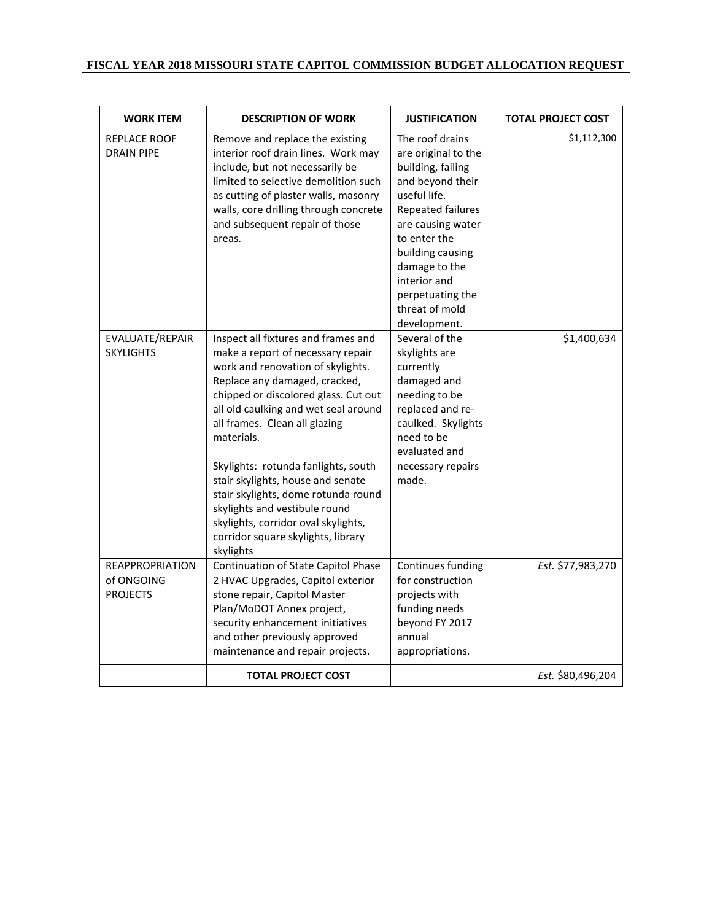**FISCAL YEAR 2018 MISSOURI STATE CAPITOL COMMISSION BUDGET ALLOCATION REQUEST**

| WORK ITEM | DESCRIPTION OF WORK | JUSTIFICATION | TOTAL PROJECT COST |
|---|---|---|---|
| REPLACE ROOF DRAIN PIPE | Remove and replace the existing interior roof drain lines. Work may include, but not necessarily be limited to selective demolition such as cutting of plaster walls, masonry walls, core drilling through concrete and subsequent repair of those areas. | The roof drains are original to the building, failing and beyond their useful life. Repeated failures are causing water to enter the building causing damage to the interior and perpetuating the threat of mold development. | $1,112,300 |
| EVALUATE/REPAIR SKYLIGHTS | Inspect all fixtures and frames and make a report of necessary repair work and renovation of skylights. Replace any damaged, cracked, chipped or discolored glass. Cut out all old caulking and wet seal around all frames. Clean all glazing materials.<br><br>Skylights: rotunda fanlights, south stair skylights, house and senate stair skylights, dome rotunda round skylights and vestibule round skylights, corridor oval skylights, corridor square skylights, library skylights | Several of the skylights are currently damaged and needing to be replaced and re-caulked. Skylights need to be evaluated and necessary repairs made. | $1,400,634 |
| REAPPROPRIATION of ONGOING PROJECTS | Continuation of State Capitol Phase 2 HVAC Upgrades, Capitol exterior stone repair, Capitol Master Plan/MoDOT Annex project, security enhancement initiatives and other previously approved maintenance and repair projects. | Continues funding for construction projects with funding needs beyond FY 2017 annual appropriations. | *Est.* $77,983,270 |
| | **TOTAL PROJECT COST** | | *Est.* $80,496,204 |